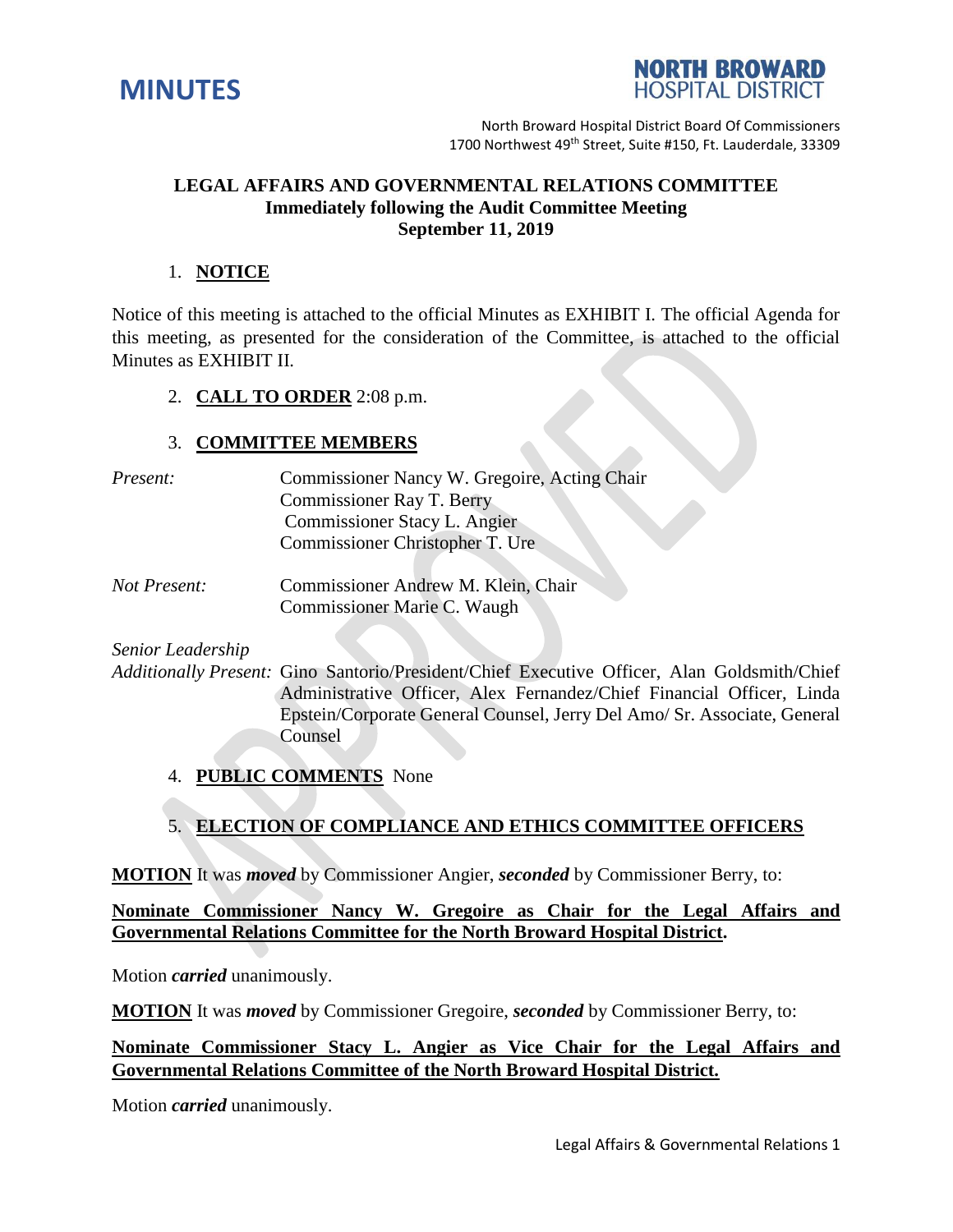# MINUTES

**NORTH BROWARD HOSPITAL DISTRICT**

North Broward Hospital District Board Of Commissioners
1700 Northwest 49th Street, Suite #150, Ft. Lauderdale, 33309

**LEGAL AFFAIRS AND GOVERNMENTAL RELATIONS COMMITTEE**
**Immediately following the Audit Committee Meeting**
**September 11, 2019**

1. **NOTICE**

Notice of this meeting is attached to the official Minutes as EXHIBIT I. The official Agenda for this meeting, as presented for the consideration of the Committee, is attached to the official Minutes as EXHIBIT II.

2. **CALL TO ORDER** 2:08 p.m.

3. **COMMITTEE MEMBERS**

*Present:* Commissioner Nancy W. Gregoire, Acting Chair
Commissioner Ray T. Berry
Commissioner Stacy L. Angier
Commissioner Christopher T. Ure

*Not Present:* Commissioner Andrew M. Klein, Chair
Commissioner Marie C. Waugh

*Senior Leadership Additionally Present:* Gino Santorio/President/Chief Executive Officer, Alan Goldsmith/Chief Administrative Officer, Alex Fernandez/Chief Financial Officer, Linda Epstein/Corporate General Counsel, Jerry Del Amo/ Sr. Associate, General Counsel

4. **PUBLIC COMMENTS** None

5. **ELECTION OF COMPLIANCE AND ETHICS COMMITTEE OFFICERS**

**MOTION** It was ***moved*** by Commissioner Angier, ***seconded*** by Commissioner Berry, to:

**Nominate Commissioner Nancy W. Gregoire as Chair for the Legal Affairs and Governmental Relations Committee for the North Broward Hospital District.**

Motion ***carried*** unanimously.

**MOTION** It was ***moved*** by Commissioner Gregoire, ***seconded*** by Commissioner Berry, to:

**Nominate Commissioner Stacy L. Angier as Vice Chair for the Legal Affairs and Governmental Relations Committee of the North Broward Hospital District.**

Motion ***carried*** unanimously.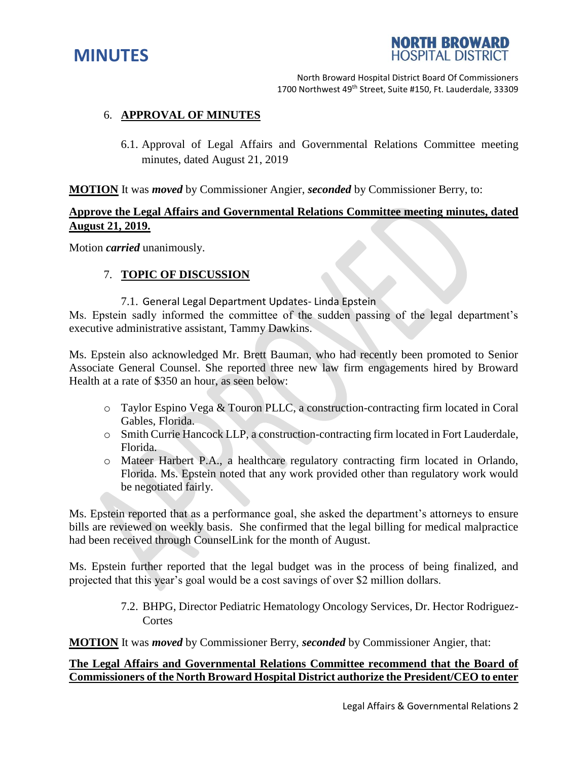## 6. APPROVAL OF MINUTES

6.1. Approval of Legal Affairs and Governmental Relations Committee meeting minutes, dated August 21, 2019

**MOTION** It was ***moved*** by Commissioner Angier, ***seconded*** by Commissioner Berry, to:

**Approve the Legal Affairs and Governmental Relations Committee meeting minutes, dated August 21, 2019.**

Motion ***carried*** unanimously.

## 7. TOPIC OF DISCUSSION

7.1. General Legal Department Updates- Linda Epstein

Ms. Epstein sadly informed the committee of the sudden passing of the legal department's executive administrative assistant, Tammy Dawkins.

Ms. Epstein also acknowledged Mr. Brett Bauman, who had recently been promoted to Senior Associate General Counsel. She reported three new law firm engagements hired by Broward Health at a rate of $350 an hour, as seen below:

- Taylor Espino Vega & Touron PLLC, a construction-contracting firm located in Coral Gables, Florida.
- Smith Currie Hancock LLP, a construction-contracting firm located in Fort Lauderdale, Florida.
- Mateer Harbert P.A., a healthcare regulatory contracting firm located in Orlando, Florida. Ms. Epstein noted that any work provided other than regulatory work would be negotiated fairly.

Ms. Epstein reported that as a performance goal, she asked the department's attorneys to ensure bills are reviewed on weekly basis. She confirmed that the legal billing for medical malpractice had been received through CounselLink for the month of August.

Ms. Epstein further reported that the legal budget was in the process of being finalized, and projected that this year's goal would be a cost savings of over $2 million dollars.

7.2. BHPG, Director Pediatric Hematology Oncology Services, Dr. Hector Rodriguez-Cortes

**MOTION** It was ***moved*** by Commissioner Berry, ***seconded*** by Commissioner Angier, that:

**The Legal Affairs and Governmental Relations Committee recommend that the Board of Commissioners of the North Broward Hospital District authorize the President/CEO to enter**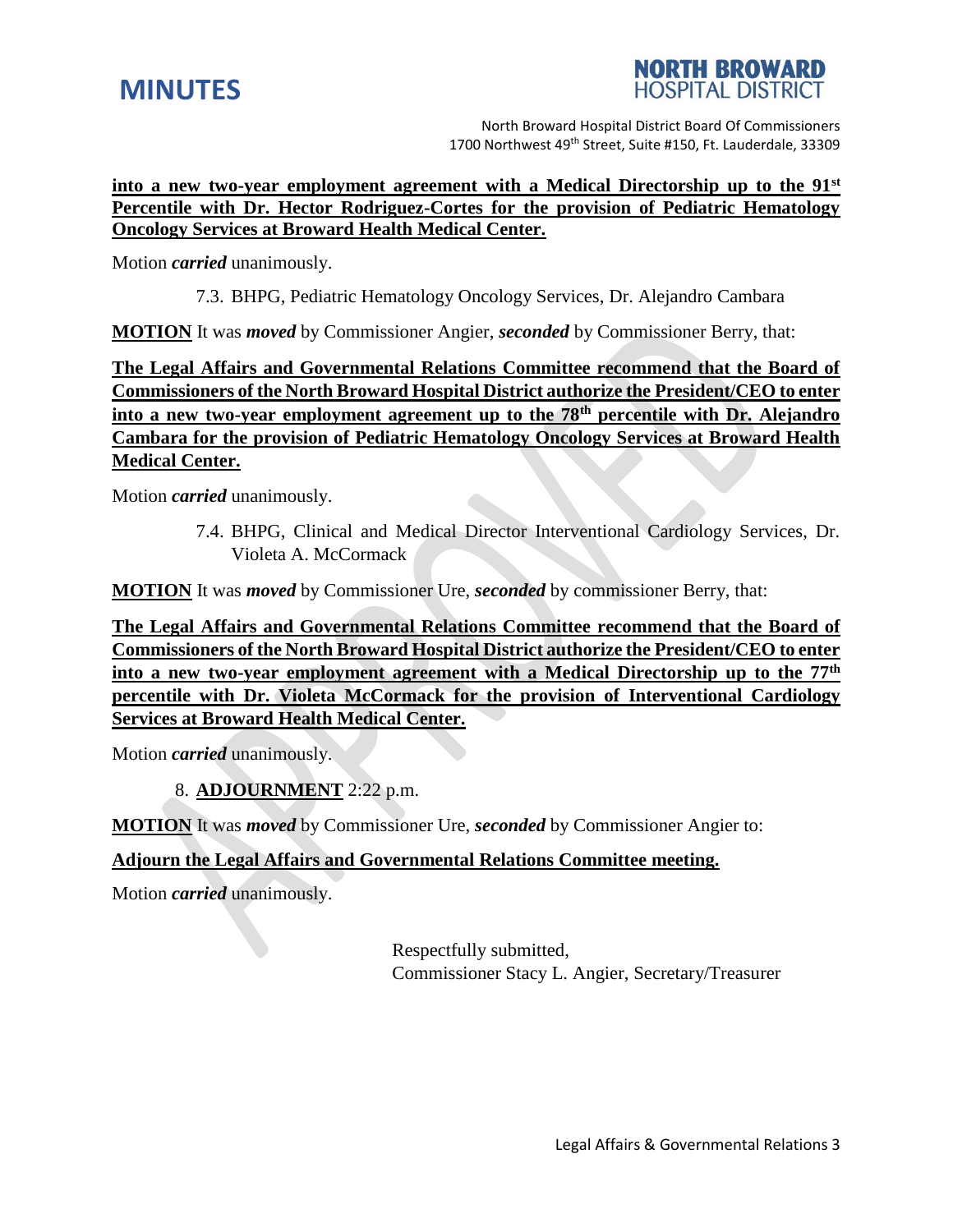**into a new two-year employment agreement with a Medical Directorship up to the 91st Percentile with Dr. Hector Rodriguez-Cortes for the provision of Pediatric Hematology Oncology Services at Broward Health Medical Center.**

Motion ***carried*** unanimously.

7.3. BHPG, Pediatric Hematology Oncology Services, Dr. Alejandro Cambara

**MOTION** It was ***moved*** by Commissioner Angier, ***seconded*** by Commissioner Berry, that:

**The Legal Affairs and Governmental Relations Committee recommend that the Board of Commissioners of the North Broward Hospital District authorize the President/CEO to enter into a new two-year employment agreement up to the 78th percentile with Dr. Alejandro Cambara for the provision of Pediatric Hematology Oncology Services at Broward Health Medical Center.**

Motion ***carried*** unanimously.

7.4. BHPG, Clinical and Medical Director Interventional Cardiology Services, Dr. Violeta A. McCormack

**MOTION** It was ***moved*** by Commissioner Ure, ***seconded*** by commissioner Berry, that:

**The Legal Affairs and Governmental Relations Committee recommend that the Board of Commissioners of the North Broward Hospital District authorize the President/CEO to enter into a new two-year employment agreement with a Medical Directorship up to the 77th percentile with Dr. Violeta McCormack for the provision of Interventional Cardiology Services at Broward Health Medical Center.**

Motion ***carried*** unanimously.

8. **ADJOURNMENT** 2:22 p.m.

**MOTION** It was ***moved*** by Commissioner Ure, ***seconded*** by Commissioner Angier to:

**Adjourn the Legal Affairs and Governmental Relations Committee meeting.**

Motion ***carried*** unanimously.

Respectfully submitted,
Commissioner Stacy L. Angier, Secretary/Treasurer